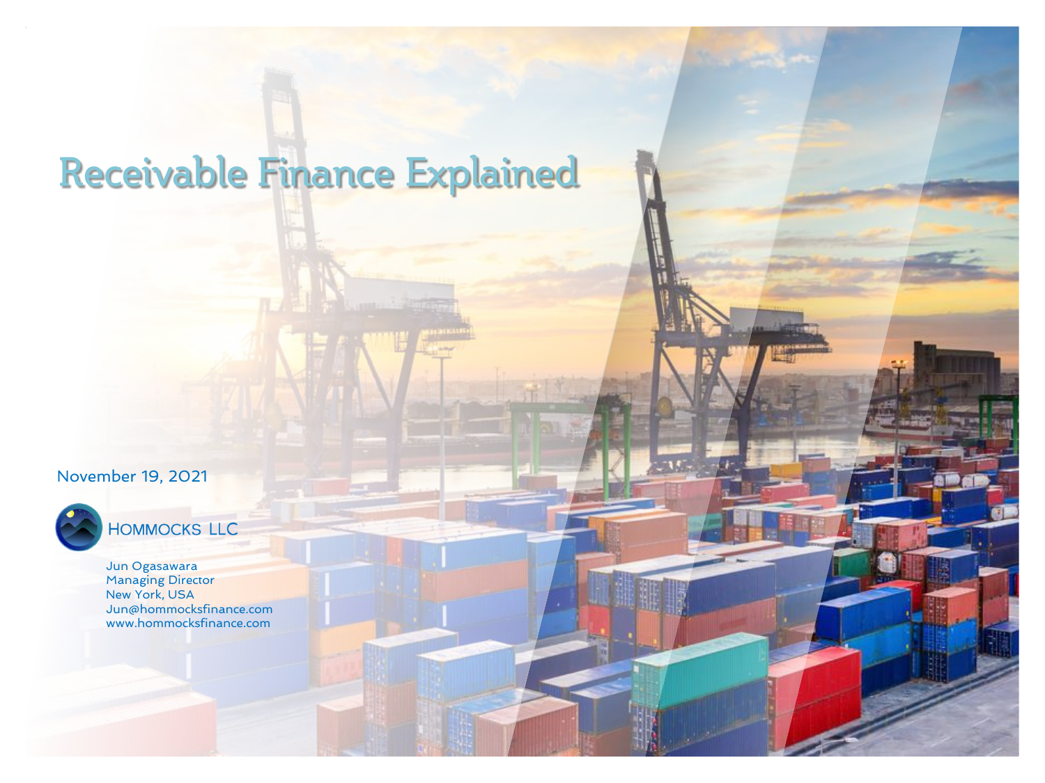# Receivable Finance Explained

November 19, 2021

HOMMOCKS LLC

Jun Ogasawara
Managing Director
New York, USA
Jun@hommocksfinance.com
www.hommocksfinance.com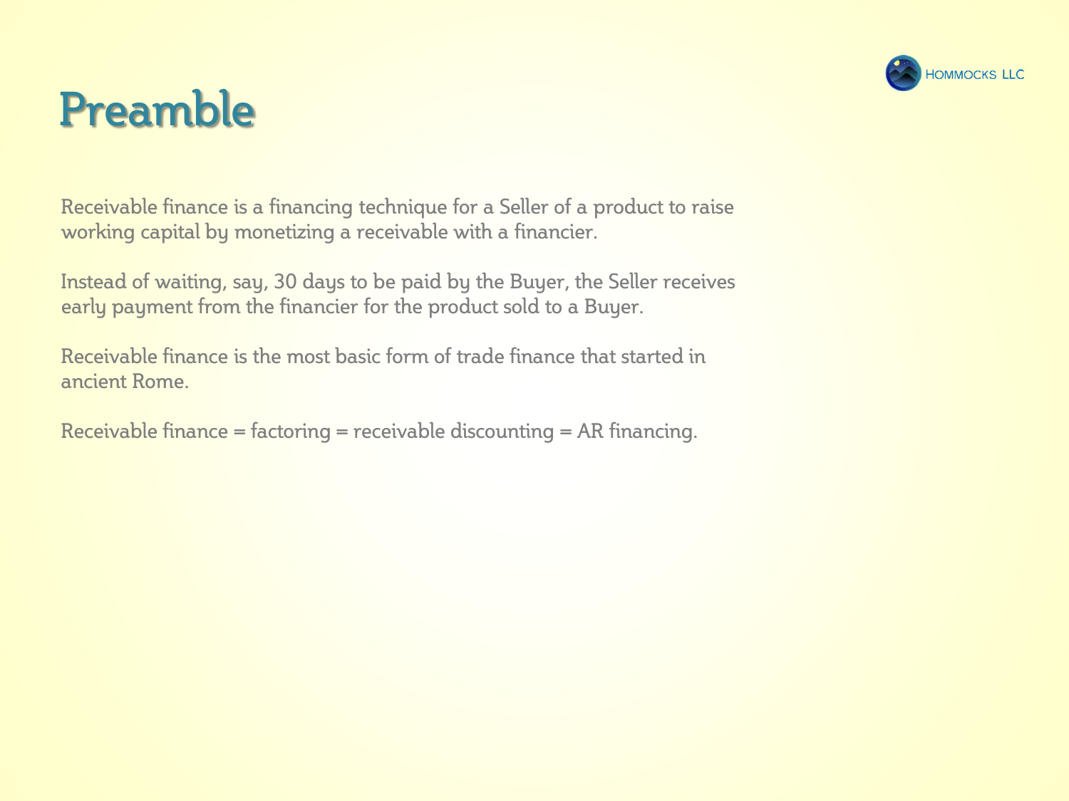# Preamble

Receivable finance is a financing technique for a Seller of a product to raise working capital by monetizing a receivable with a financier.

Instead of waiting, say, 30 days to be paid by the Buyer, the Seller receives early payment from the financier for the product sold to a Buyer.

Receivable finance is the most basic form of trade finance that started in ancient Rome.

Receivable finance = factoring = receivable discounting = AR financing.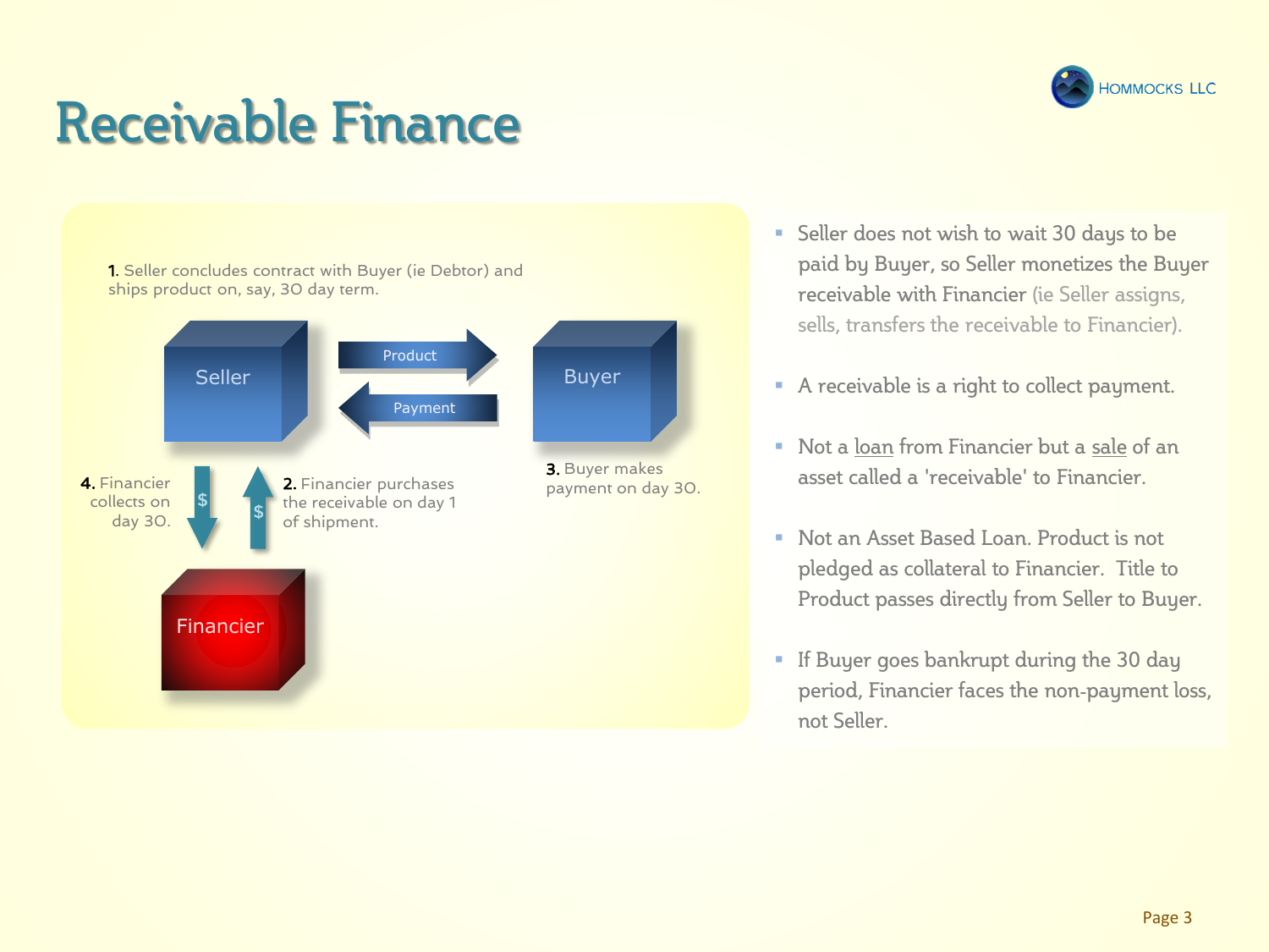# Receivable Finance

1. Seller concludes contract with Buyer (ie Debtor) and ships product on, say, 30 day term.

Seller — Product → Buyer

Buyer — Payment → Seller

2. Financier purchases the receivable on day 1 of shipment.

3. Buyer makes payment on day 30.

4. Financier collects on day 30.

Financier

- Seller does not wish to wait 30 days to be paid by Buyer, so Seller monetizes the Buyer receivable with Financier (ie Seller assigns, sells, transfers the receivable to Financier).
- A receivable is a right to collect payment.
- Not a loan from Financier but a sale of an asset called a 'receivable' to Financier.
- Not an Asset Based Loan. Product is not pledged as collateral to Financier. Title to Product passes directly from Seller to Buyer.
- If Buyer goes bankrupt during the 30 day period, Financier faces the non-payment loss, not Seller.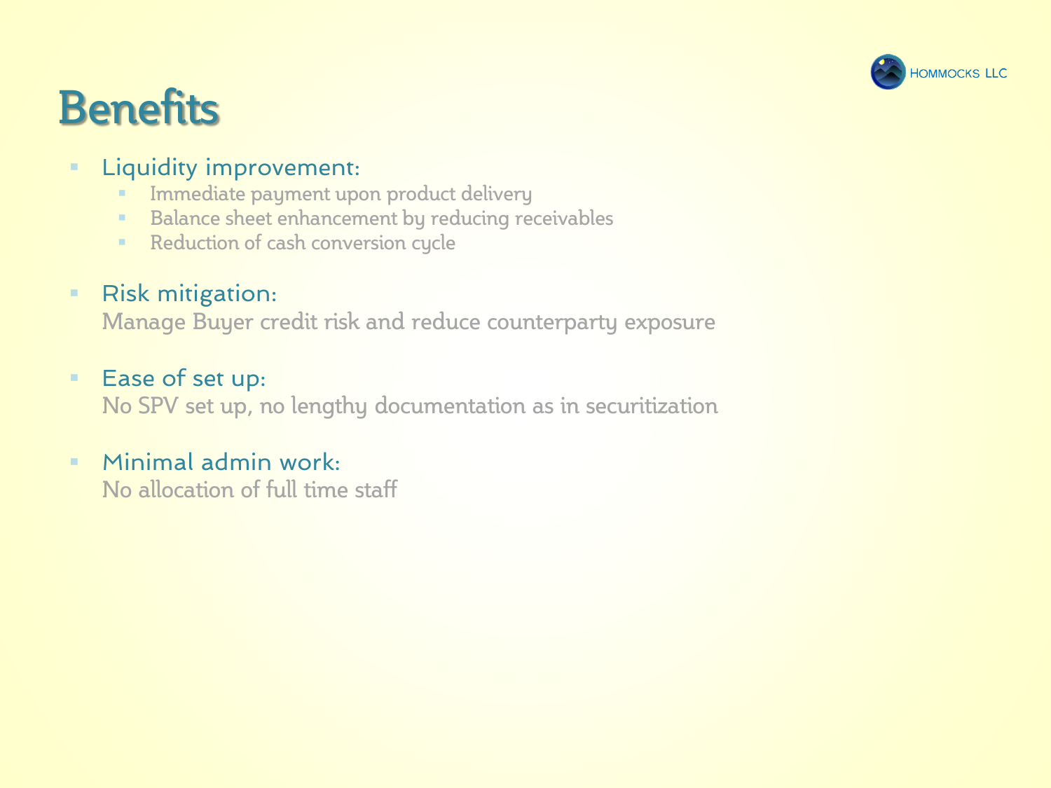# Benefits

- Liquidity improvement:
  - Immediate payment upon product delivery
  - Balance sheet enhancement by reducing receivables
  - Reduction of cash conversion cycle

- Risk mitigation:
  Manage Buyer credit risk and reduce counterparty exposure

- Ease of set up:
  No SPV set up, no lengthy documentation as in securitization

- Minimal admin work:
  No allocation of full time staff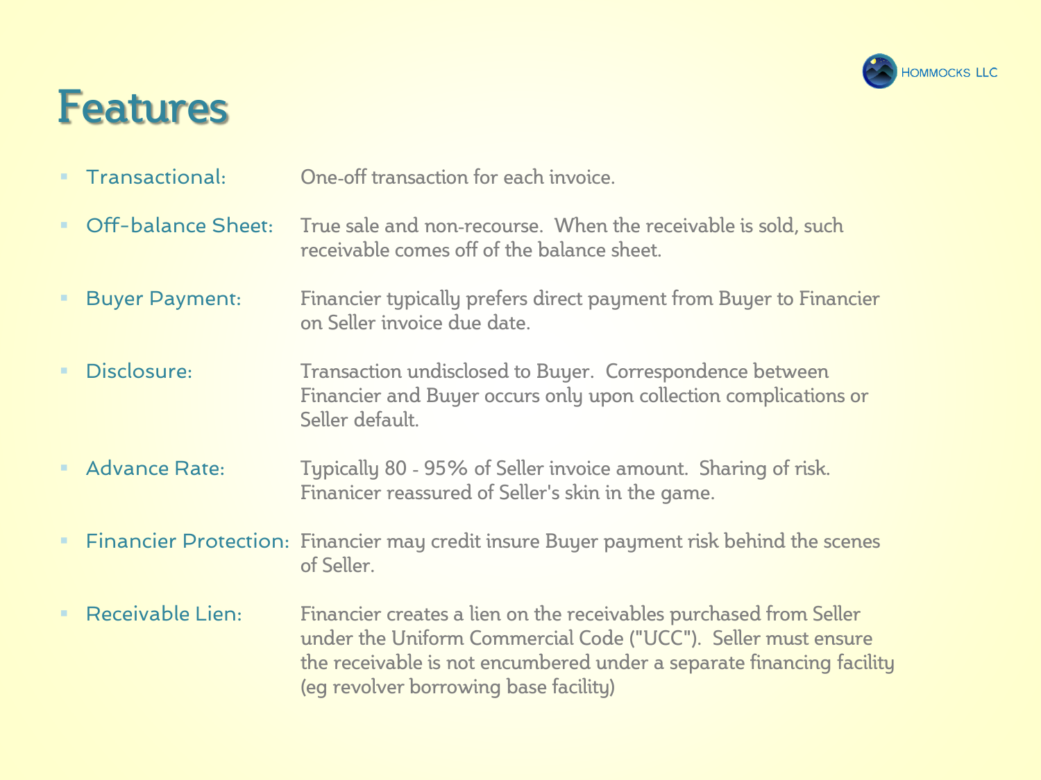# Features

- **Transactional:** One-off transaction for each invoice.
- **Off-balance Sheet:** True sale and non-recourse. When the receivable is sold, such receivable comes off of the balance sheet.
- **Buyer Payment:** Financier typically prefers direct payment from Buyer to Financier on Seller invoice due date.
- **Disclosure:** Transaction undisclosed to Buyer. Correspondence between Financier and Buyer occurs only upon collection complications or Seller default.
- **Advance Rate:** Typically 80 - 95% of Seller invoice amount. Sharing of risk. Finanicer reassured of Seller's skin in the game.
- **Financier Protection:** Financier may credit insure Buyer payment risk behind the scenes of Seller.
- **Receivable Lien:** Financier creates a lien on the receivables purchased from Seller under the Uniform Commercial Code ("UCC"). Seller must ensure the receivable is not encumbered under a separate financing facility (eg revolver borrowing base facility)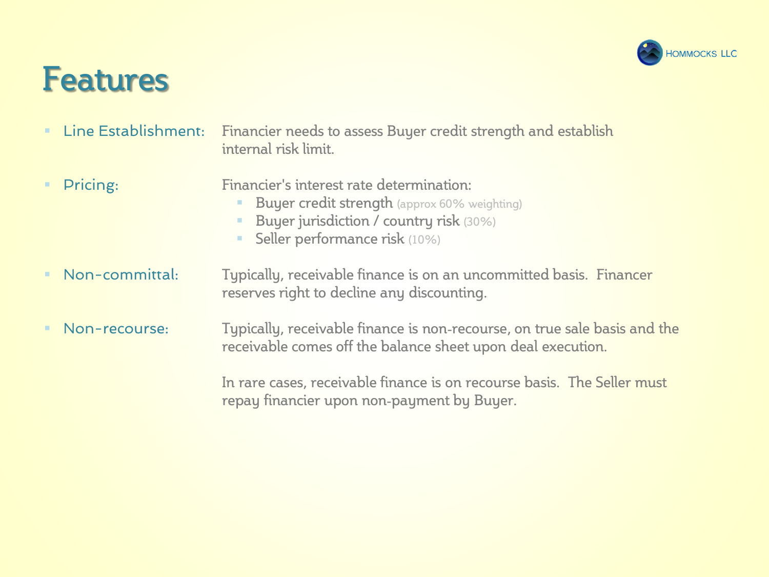# Features

- **Line Establishment:** Financier needs to assess Buyer credit strength and establish internal risk limit.

- **Pricing:** Financier's interest rate determination:
  - Buyer credit strength (approx 60% weighting)
  - Buyer jurisdiction / country risk (30%)
  - Seller performance risk (10%)

- **Non-committal:** Typically, receivable finance is on an uncommitted basis. Financer reserves right to decline any discounting.

- **Non-recourse:** Typically, receivable finance is non-recourse, on true sale basis and the receivable comes off the balance sheet upon deal execution.

  In rare cases, receivable finance is on recourse basis. The Seller must repay financier upon non-payment by Buyer.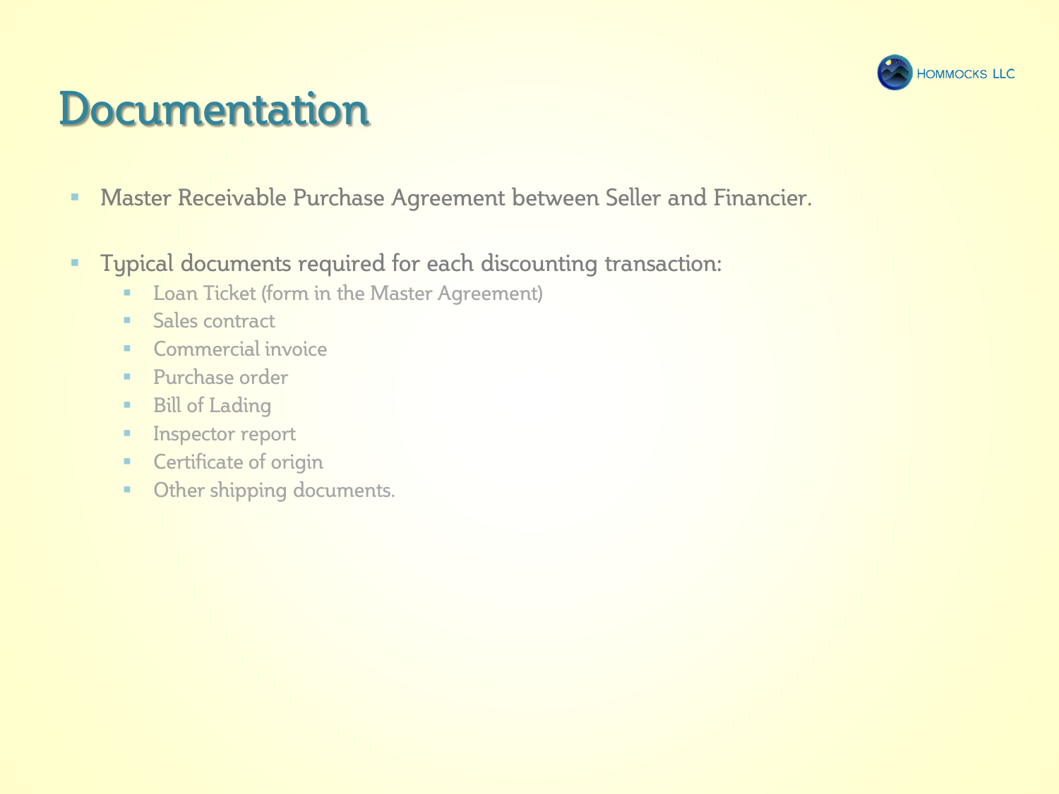# Documentation

- Master Receivable Purchase Agreement between Seller and Financier.

- Typical documents required for each discounting transaction:
  - Loan Ticket (form in the Master Agreement)
  - Sales contract
  - Commercial invoice
  - Purchase order
  - Bill of Lading
  - Inspector report
  - Certificate of origin
  - Other shipping documents.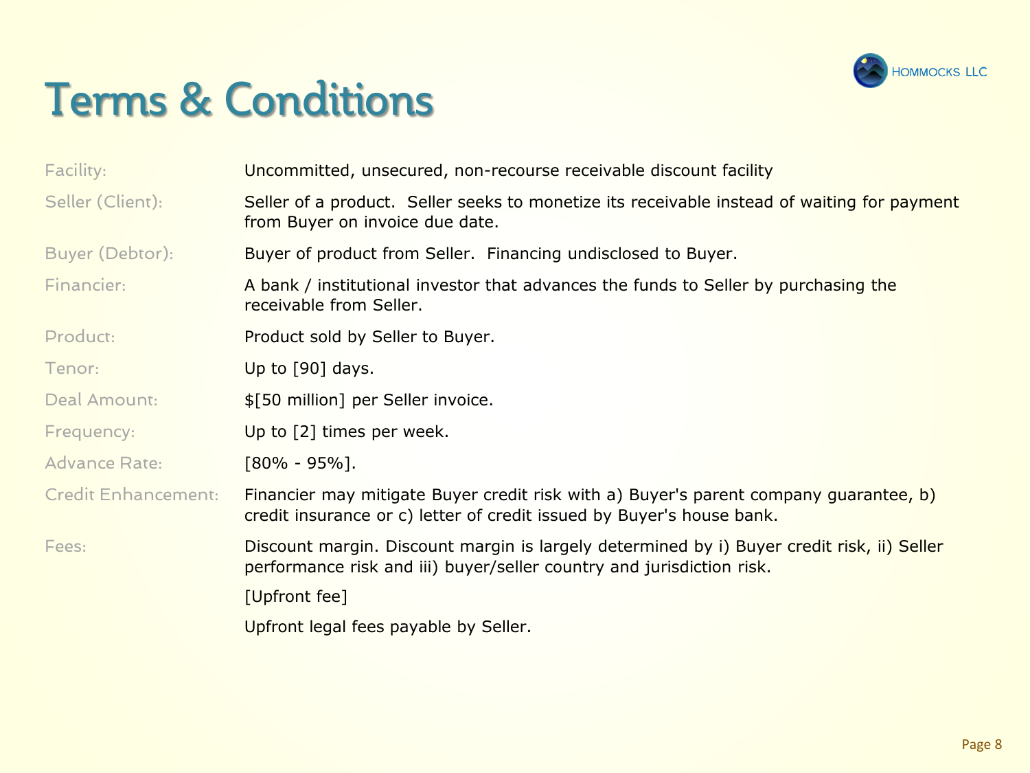# Terms & Conditions

| | |
|---|---|
| Facility: | Uncommitted, unsecured, non-recourse receivable discount facility |
| Seller (Client): | Seller of a product. Seller seeks to monetize its receivable instead of waiting for payment from Buyer on invoice due date. |
| Buyer (Debtor): | Buyer of product from Seller. Financing undisclosed to Buyer. |
| Financier: | A bank / institutional investor that advances the funds to Seller by purchasing the receivable from Seller. |
| Product: | Product sold by Seller to Buyer. |
| Tenor: | Up to [90] days. |
| Deal Amount: | $[50 million] per Seller invoice. |
| Frequency: | Up to [2] times per week. |
| Advance Rate: | [80% - 95%]. |
| Credit Enhancement: | Financier may mitigate Buyer credit risk with a) Buyer's parent company guarantee, b) credit insurance or c) letter of credit issued by Buyer's house bank. |
| Fees: | Discount margin. Discount margin is largely determined by i) Buyer credit risk, ii) Seller performance risk and iii) buyer/seller country and jurisdiction risk. |
| | [Upfront fee] |
| | Upfront legal fees payable by Seller. |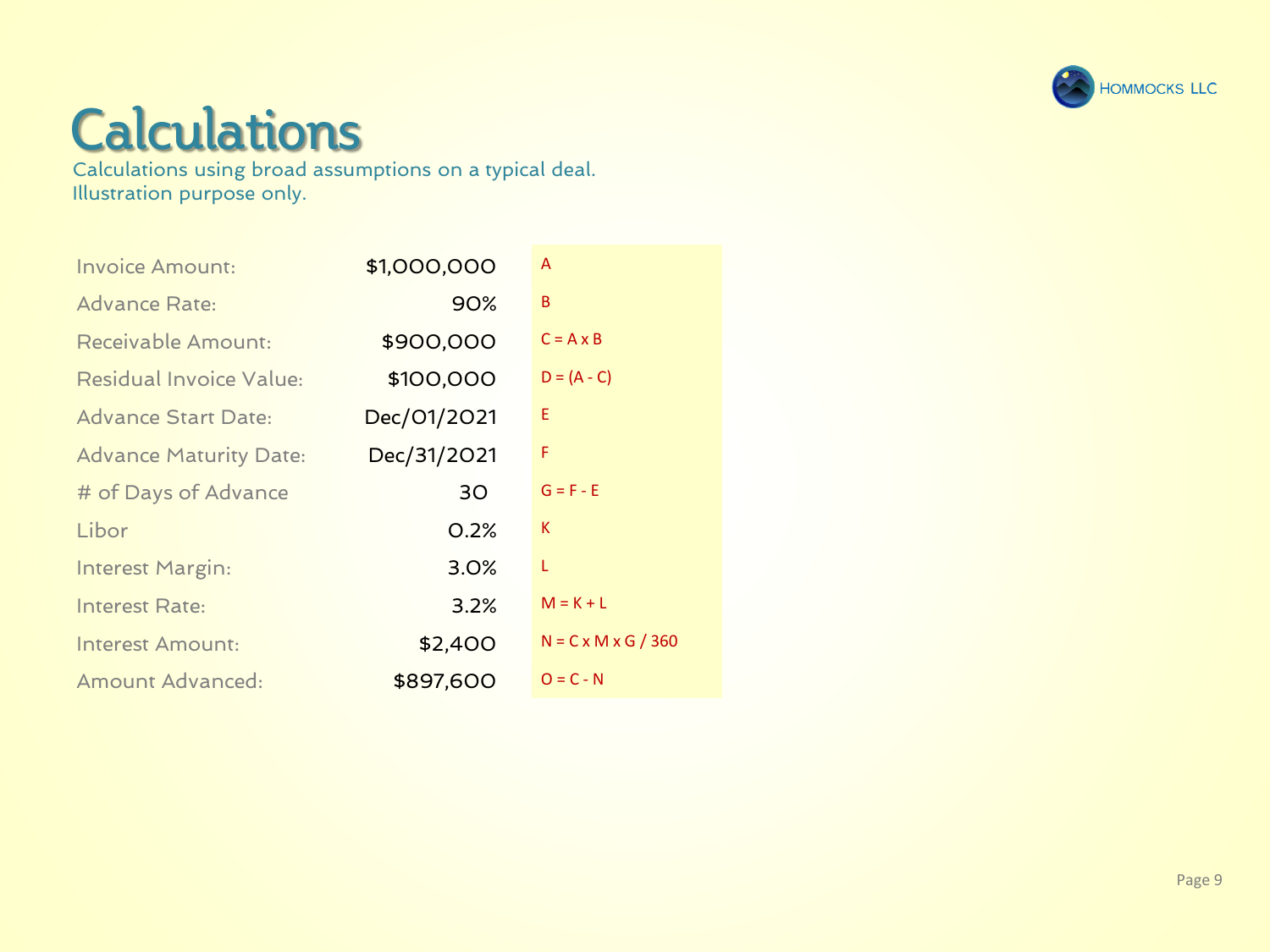# Calculations

Calculations using broad assumptions on a typical deal.
Illustration purpose only.

| | | |
|---|---|---|
| Invoice Amount: | $1,000,000 | A |
| Advance Rate: | 90% | B |
| Receivable Amount: | $900,000 | C = A x B |
| Residual Invoice Value: | $100,000 | D = (A - C) |
| Advance Start Date: | Dec/01/2021 | E |
| Advance Maturity Date: | Dec/31/2021 | F |
| # of Days of Advance | 30 | G = F - E |
| Libor | 0.2% | K |
| Interest Margin: | 3.0% | L |
| Interest Rate: | 3.2% | M = K + L |
| Interest Amount: | $2,400 | N = C x M x G / 360 |
| Amount Advanced: | $897,600 | O = C - N |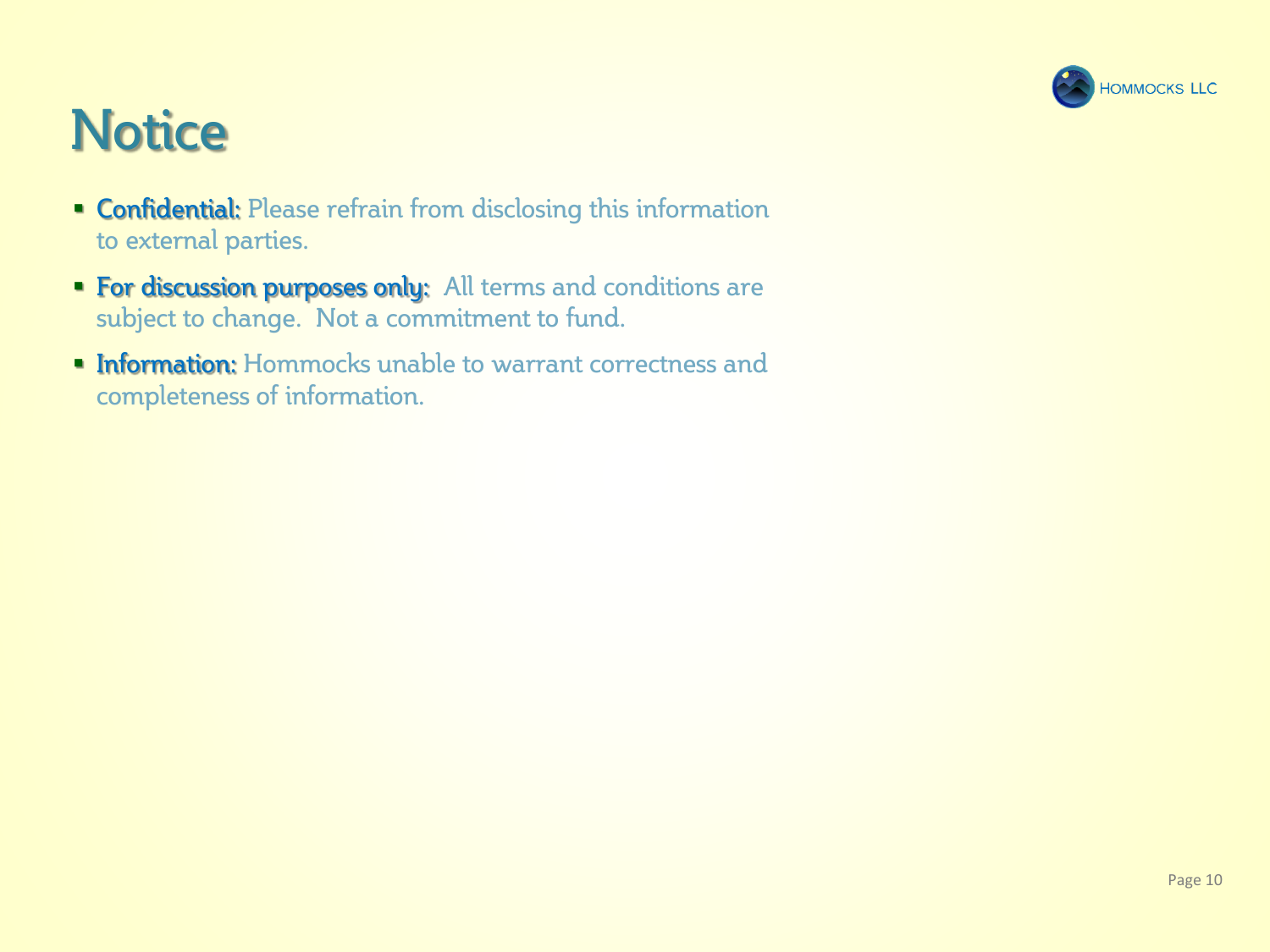# Notice

- **Confidential:** Please refrain from disclosing this information to external parties.
- **For discussion purposes only:** All terms and conditions are subject to change. Not a commitment to fund.
- **Information:** Hommocks unable to warrant correctness and completeness of information.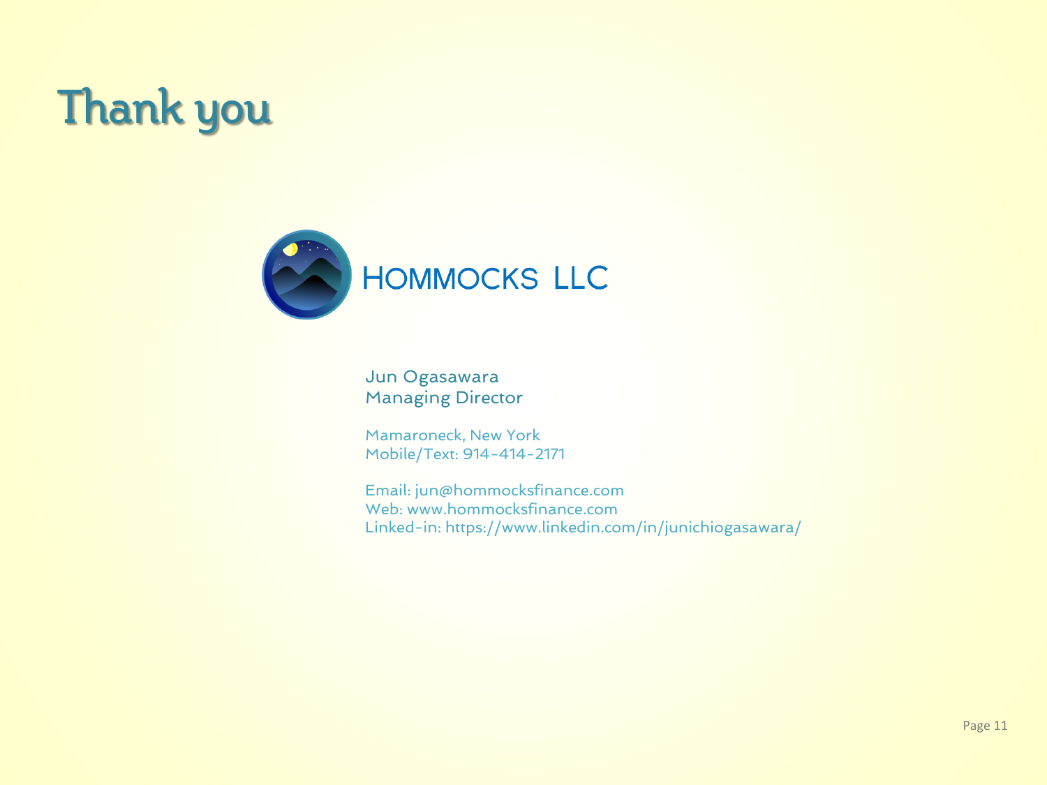# Thank you

HOMMOCKS LLC

Jun Ogasawara
Managing Director

Mamaroneck, New York
Mobile/Text: 914-414-2171

Email: jun@hommocksfinance.com
Web: www.hommocksfinance.com
Linked-in: https://www.linkedin.com/in/junichiogasawara/